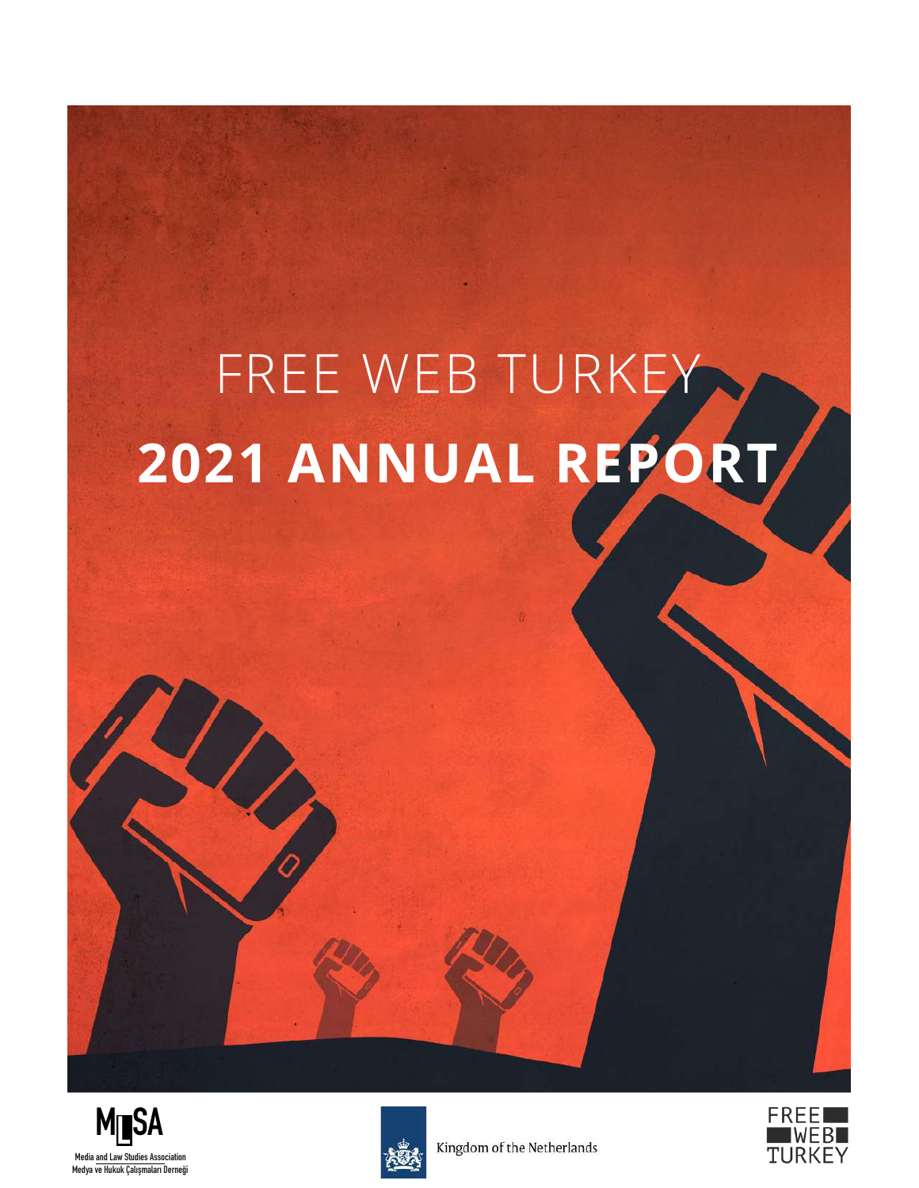# FREE WEB TURKEY

# 2021 ANNUAL REPORT

MLSA

Media and Law Studies Association
Medya ve Hukuk Çalışmaları Derneği

Kingdom of the Netherlands

FREE WEB TURKEY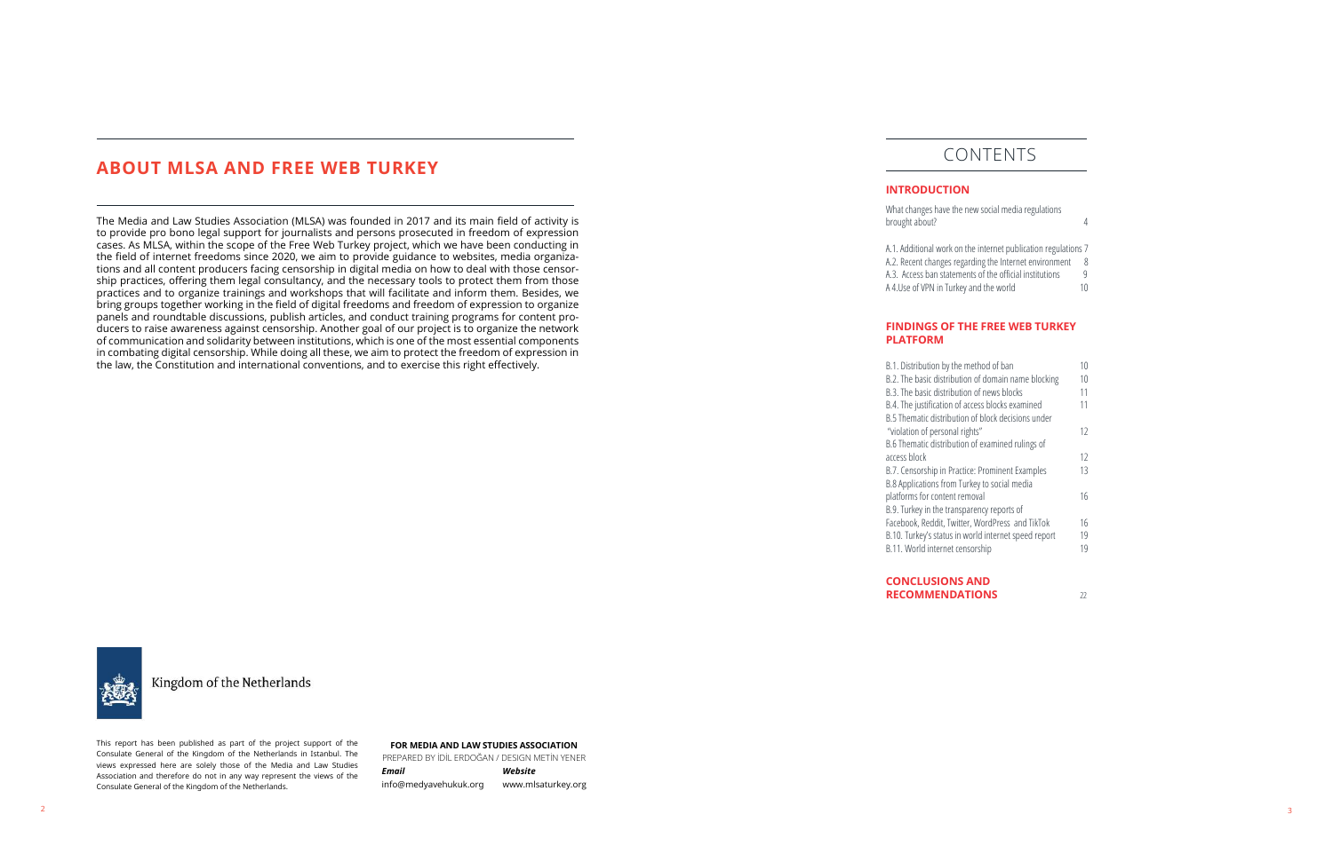## ABOUT MLSA AND FREE WEB TURKEY

The Media and Law Studies Association (MLSA) was founded in 2017 and its main field of activity is to provide pro bono legal support for journalists and persons prosecuted in freedom of expression cases. As MLSA, within the scope of the Free Web Turkey project, which we have been conducting in the field of internet freedoms since 2020, we aim to provide guidance to websites, media organizations and all content producers facing censorship in digital media on how to deal with those censorship practices, offering them legal consultancy, and the necessary tools to protect them from those practices and to organize trainings and workshops that will facilitate and inform them. Besides, we bring groups together working in the field of digital freedoms and freedom of expression to organize panels and roundtable discussions, publish articles, and conduct training programs for content producers to raise awareness against censorship. Another goal of our project is to organize the network of communication and solidarity between institutions, which is one of the most essential components in combating digital censorship. While doing all these, we aim to protect the freedom of expression in the law, the Constitution and international conventions, and to exercise this right effectively.

Kingdom of the Netherlands

This report has been published as part of the project support of the Consulate General of the Kingdom of the Netherlands in Istanbul. The views expressed here are solely those of the Media and Law Studies Association and therefore do not in any way represent the views of the Consulate General of the Kingdom of the Netherlands.

**FOR MEDIA AND LAW STUDIES ASSOCIATION**

PREPARED BY İDİL ERDOĞAN / DESIGN METİN YENER

***Email***
info@medyavehukuk.org

***Website***
www.mlsaturkey.org

# CONTENTS

### INTRODUCTION

What changes have the new social media regulations brought about? 4

A.1. Additional work on the internet publication regulations 7
A.2. Recent changes regarding the Internet environment 8
A.3. Access ban statements of the official institutions 9
A 4.Use of VPN in Turkey and the world 10

### FINDINGS OF THE FREE WEB TURKEY PLATFORM

B.1. Distribution by the method of ban 10
B.2. The basic distribution of domain name blocking 10
B.3. The basic distribution of news blocks 11
B.4. The justification of access blocks examined 11
B.5 Thematic distribution of block decisions under "violation of personal rights" 12
B.6 Thematic distribution of examined rulings of access block 12
B.7. Censorship in Practice: Prominent Examples 13
B.8 Applications from Turkey to social media platforms for content removal 16
B.9. Turkey in the transparency reports of Facebook, Reddit, Twitter, WordPress and TikTok 16
B.10. Turkey's status in world internet speed report 19
B.11. World internet censorship 19

### CONCLUSIONS AND RECOMMENDATIONS 22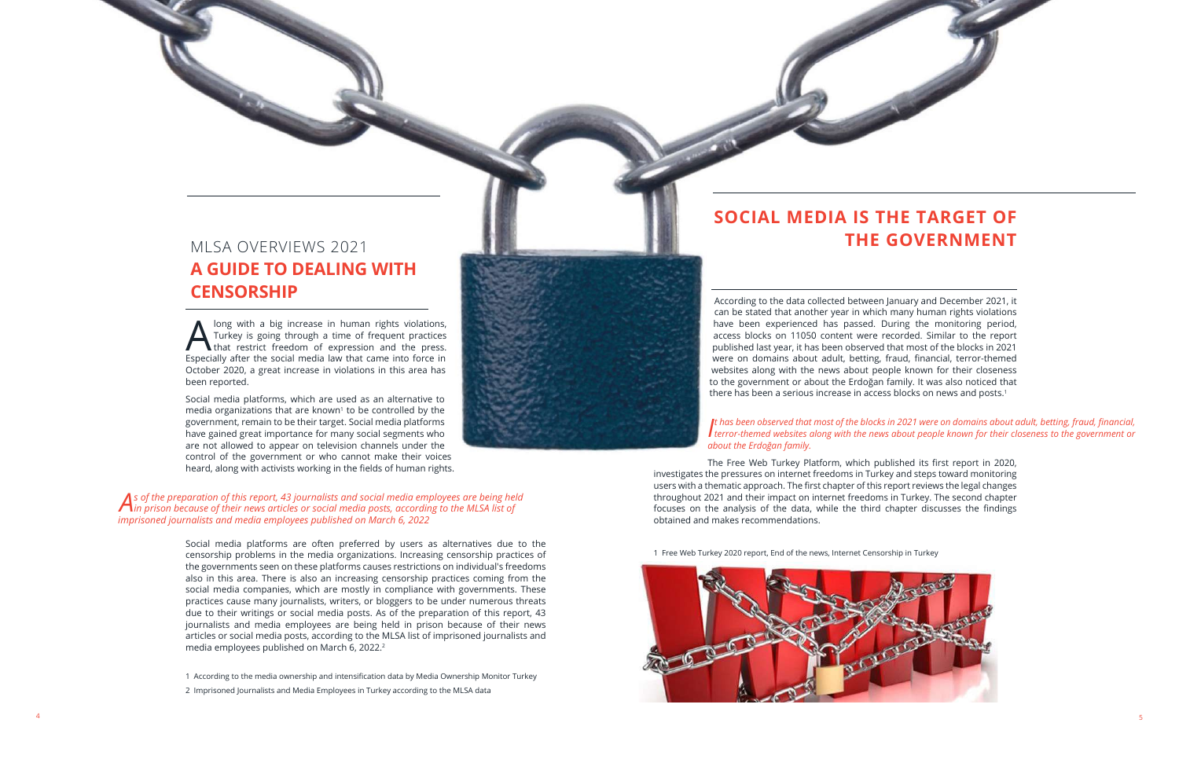MLSA OVERVIEWS 2021

# A GUIDE TO DEALING WITH CENSORSHIP

Along with a big increase in human rights violations, Turkey is going through a time of frequent practices that restrict freedom of expression and the press. Especially after the social media law that came into force in October 2020, a great increase in violations in this area has been reported.

Social media platforms, which are used as an alternative to media organizations that are known[1] to be controlled by the government, remain to be their target. Social media platforms have gained great importance for many social segments who are not allowed to appear on television channels under the control of the government or who cannot make their voices heard, along with activists working in the fields of human rights.

*As of the preparation of this report, 43 journalists and social media employees are being held in prison because of their news articles or social media posts, according to the MLSA list of imprisoned journalists and media employees published on March 6, 2022*

Social media platforms are often preferred by users as alternatives due to the censorship problems in the media organizations. Increasing censorship practices of the governments seen on these platforms causes restrictions on individual's freedoms also in this area. There is also an increasing censorship practices coming from the social media companies, which are mostly in compliance with governments. These practices cause many journalists, writers, or bloggers to be under numerous threats due to their writings or social media posts. As of the preparation of this report, 43 journalists and media employees are being held in prison because of their news articles or social media posts, according to the MLSA list of imprisoned journalists and media employees published on March 6, 2022.[2]

1 According to the media ownership and intensification data by Media Ownership Monitor Turkey

2 Imprisoned Journalists and Media Employees in Turkey according to the MLSA data

# SOCIAL MEDIA IS THE TARGET OF THE GOVERNMENT

According to the data collected between January and December 2021, it can be stated that another year in which many human rights violations have been experienced has passed. During the monitoring period, access blocks on 11050 content were recorded. Similar to the report published last year, it has been observed that most of the blocks in 2021 were on domains about adult, betting, fraud, financial, terror-themed websites along with the news about people known for their closeness to the government or about the Erdoğan family. It was also noticed that there has been a serious increase in access blocks on news and posts.[1]

*It has been observed that most of the blocks in 2021 were on domains about adult, betting, fraud, financial, terror-themed websites along with the news about people known for their closeness to the government or about the Erdoğan family.*

The Free Web Turkey Platform, which published its first report in 2020, investigates the pressures on internet freedoms in Turkey and steps toward monitoring users with a thematic approach. The first chapter of this report reviews the legal changes throughout 2021 and their impact on internet freedoms in Turkey. The second chapter focuses on the analysis of the data, while the third chapter discusses the findings obtained and makes recommendations.

1 Free Web Turkey 2020 report, End of the news, Internet Censorship in Turkey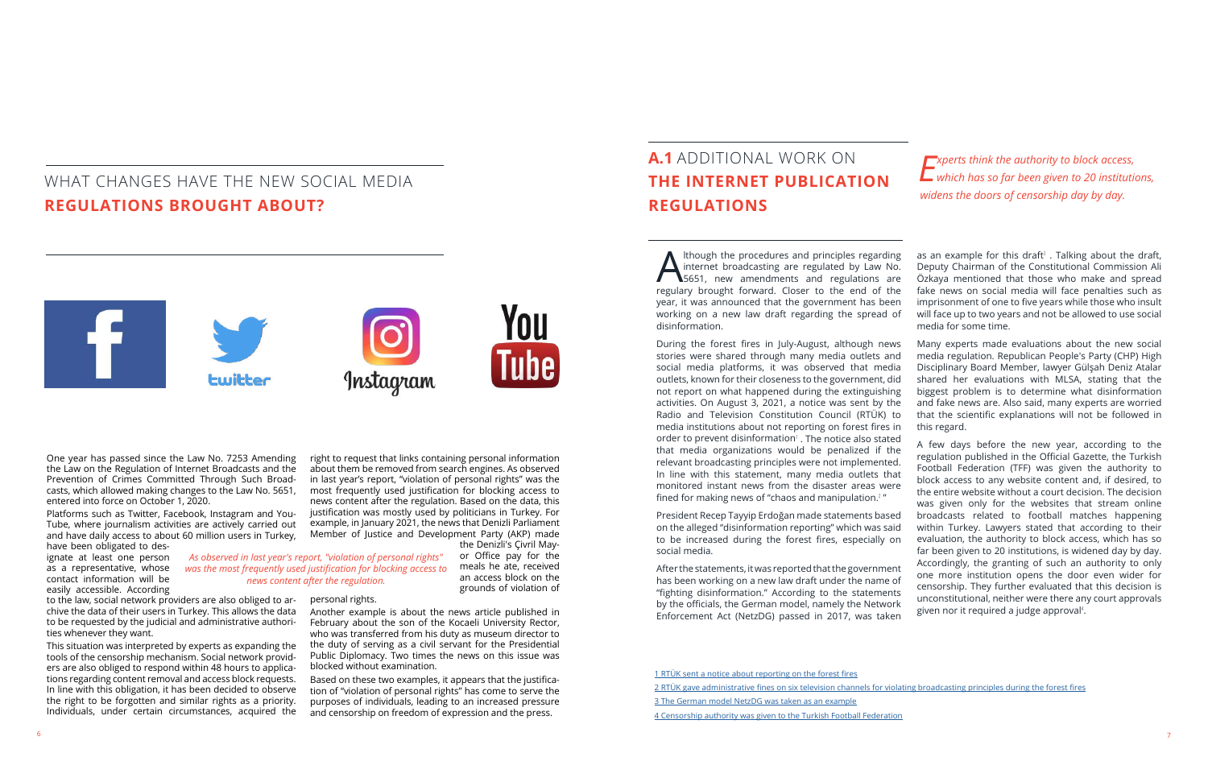## WHAT CHANGES HAVE THE NEW SOCIAL MEDIA **REGULATIONS BROUGHT ABOUT?**

One year has passed since the Law No. 7253 Amending the Law on the Regulation of Internet Broadcasts and the Prevention of Crimes Committed Through Such Broadcasts, which allowed making changes to the Law No. 5651, entered into force on October 1, 2020.

Platforms such as Twitter, Facebook, Instagram and YouTube, where journalism activities are actively carried out and have daily access to about 60 million users in Turkey, have been obligated to designate at least one person as a representative, whose contact information will be easily accessible. According to the law, social network providers are also obliged to archive the data of their users in Turkey. This allows the data to be requested by the judicial and administrative authorities whenever they want.

This situation was interpreted by experts as expanding the tools of the censorship mechanism. Social network providers are also obliged to respond within 48 hours to applications regarding content removal and access block requests. In line with this obligation, it has been decided to observe the right to be forgotten and similar rights as a priority. Individuals, under certain circumstances, acquired the right to request that links containing personal information about them be removed from search engines. As observed in last year's report, "violation of personal rights" was the most frequently used justification for blocking access to news content after the regulation. Based on the data, this justification was mostly used by politicians in Turkey. For example, in January 2021, the news that Denizli Parliament Member of Justice and Development Party (AKP) made the Denizli's Çivril Mayor Office pay for the meals he ate, received an access block on the grounds of violation of personal rights.

*As observed in last year's report, "violation of personal rights" was the most frequently used justification for blocking access to news content after the regulation.*

Another example is about the news article published in February about the son of the Kocaeli University Rector, who was transferred from his duty as museum director to the duty of serving as a civil servant for the Presidential Public Diplomacy. Two times the news on this issue was blocked without examination.

Based on these two examples, it appears that the justification of "violation of personal rights" has come to serve the purposes of individuals, leading to an increased pressure and censorship on freedom of expression and the press.

## **A.1** ADDITIONAL WORK ON **THE INTERNET PUBLICATION REGULATIONS**

*Experts think the authority to block access, which has so far been given to 20 institutions, widens the doors of censorship day by day.*

Although the procedures and principles regarding internet broadcasting are regulated by Law No. 5651, new amendments and regulations are regulary brought forward. Closer to the end of the year, it was announced that the government has been working on a new law draft regarding the spread of disinformation.

During the forest fires in July-August, although news stories were shared through many media outlets and social media platforms, it was observed that media outlets, known for their closeness to the government, did not report on what happened during the extinguishing activities. On August 3, 2021, a notice was sent by the Radio and Television Constitution Council (RTÜK) to media institutions about not reporting on forest fires in order to prevent disinformation[1]. The notice also stated that media organizations would be penalized if the relevant broadcasting principles were not implemented. In line with this statement, many media outlets that monitored instant news from the disaster areas were fined for making news of "chaos and manipulation.[2]"

President Recep Tayyip Erdoğan made statements based on the alleged "disinformation reporting" which was said to be increased during the forest fires, especially on social media.

After the statements, it was reported that the government has been working on a new law draft under the name of "fighting disinformation." According to the statements by the officials, the German model, namely the Network Enforcement Act (NetzDG) passed in 2017, was taken as an example for this draft[3]. Talking about the draft, Deputy Chairman of the Constitutional Commission Ali Özkaya mentioned that those who make and spread fake news on social media will face penalties such as imprisonment of one to five years while those who insult will face up to two years and not be allowed to use social media for some time.

Many experts made evaluations about the new social media regulation. Republican People's Party (CHP) High Disciplinary Board Member, lawyer Gülşah Deniz Atalar shared her evaluations with MLSA, stating that the biggest problem is to determine what disinformation and fake news are. Also said, many experts are worried that the scientific explanations will not be followed in this regard.

A few days before the new year, according to the regulation published in the Official Gazette, the Turkish Football Federation (TFF) was given the authority to block access to any website content and, if desired, to the entire website without a court decision. The decision was given only for the websites that stream online broadcasts related to football matches happening within Turkey. Lawyers stated that according to their evaluation, the authority to block access, which has so far been given to 20 institutions, is widened day by day. Accordingly, the granting of such an authority to only one more institution opens the door even wider for censorship. They further evaluated that this decision is unconstitutional, neither were there any court approvals given nor it required a judge approval[4].

1 RTÜK sent a notice about reporting on the forest fires

2 RTÜK gave administrative fines on six television channels for violating broadcasting principles during the forest fires

3 The German model NetzDG was taken as an example

4 Censorship authority was given to the Turkish Football Federation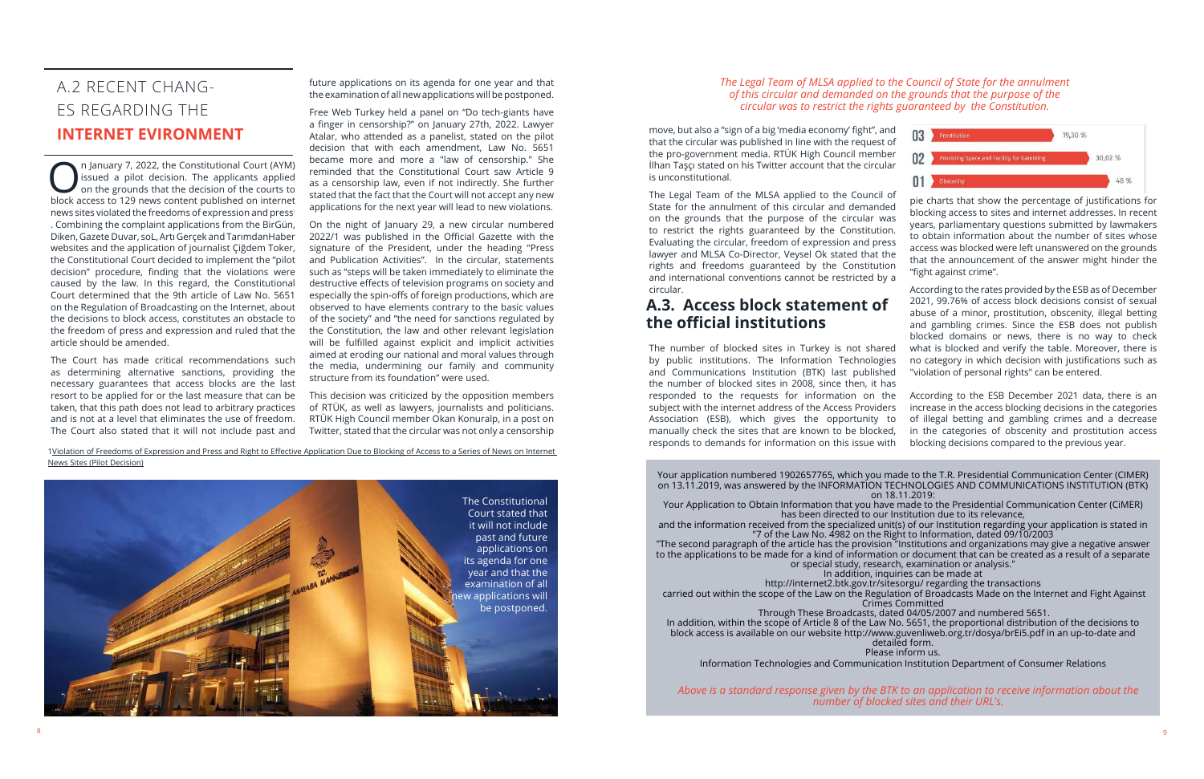## A.2 RECENT CHANGES REGARDING THE **INTERNET EVIRONMENT**

On January 7, 2022, the Constitutional Court (AYM) issued a pilot decision. The applicants applied on the grounds that the decision of the courts to block access to 129 news content published on internet news sites violated the freedoms of expression and press[1]. Combining the complaint applications from the BirGün, Diken, Gazete Duvar, soL, Artı Gerçek and TarımdanHaber websites and the application of journalist Çiğdem Toker, the Constitutional Court decided to implement the "pilot decision" procedure, finding that the violations were caused by the law. In this regard, the Constitutional Court determined that the 9th article of Law No. 5651 on the Regulation of Broadcasting on the Internet, about the decisions to block access, constitutes an obstacle to the freedom of press and expression and ruled that the article should be amended.

The Court has made critical recommendations such as determining alternative sanctions, providing the necessary guarantees that access blocks are the last resort to be applied for or the last measure that can be taken, that this path does not lead to arbitrary practices and is not at a level that eliminates the use of freedom. The Court also stated that it will not include past and future applications on its agenda for one year and that the examination of all new applications will be postponed.

Free Web Turkey held a panel on "Do tech-giants have a finger in censorship?" on January 27th, 2022. Lawyer Atalar, who attended as a panelist, stated on the pilot decision that with each amendment, Law No. 5651 became more and more a "law of censorship." She reminded that the Constitutional Court saw Article 9 as a censorship law, even if not indirectly. She further stated that the fact that the Court will not accept any new applications for the next year will lead to new violations.

On the night of January 29, a new circular numbered 2022/1 was published in the Official Gazette with the signature of the President, under the heading "Press and Publication Activities". In the circular, statements such as "steps will be taken immediately to eliminate the destructive effects of television programs on society and especially the spin-offs of foreign productions, which are observed to have elements contrary to the basic values of the society" and "the need for sanctions regulated by the Constitution, the law and other relevant legislation will be fulfilled against explicit and implicit activities aimed at eroding our national and moral values through the media, undermining our family and community structure from its foundation" were used.

This decision was criticized by the opposition members of RTÜK, as well as lawyers, journalists and politicians. RTÜK High Council member Okan Konuralp, in a post on Twitter, stated that the circular was not only a censorship move, but also a "sign of a big 'media economy' fight", and that the circular was published in line with the request of the pro-government media. RTÜK High Council member İlhan Taşçı stated on his Twitter account that the circular is unconstitutional.

The Legal Team of the MLSA applied to the Council of State for the annulment of this circular and demanded on the grounds that the purpose of the circular was to restrict the rights guaranteed by the Constitution. Evaluating the circular, freedom of expression and press lawyer and MLSA Co-Director, Veysel Ok stated that the rights and freedoms guaranteed by the Constitution and international conventions cannot be restricted by a circular.

*The Legal Team of MLSA applied to the Council of State for the annulment of this circular and demanded on the grounds that the purpose of the circular was to restrict the rights guaranteed by the Constitution.*

The Constitutional Court stated that it will not include past and future applications on its agenda for one year and that the examination of all new applications will be postponed.

[1] Violation of Freedoms of Expression and Press and Right to Effective Application Due to Blocking of Access to a Series of News on Internet News Sites (Pilot Decision)

## A.3. Access block statement of the official institutions

The number of blocked sites in Turkey is not shared by public institutions. The Information Technologies and Communications Institution (BTK) last published the number of blocked sites in 2008, since then, it has responded to the requests for information on the subject with the internet address of the Access Providers Association (ESB), which gives the opportunity to manually check the sites that are known to be blocked, responds to demands for information on this issue with pie charts that show the percentage of justifications for blocking access to sites and internet addresses. In recent years, parliamentary questions submitted by lawmakers to obtain information about the number of sites whose access was blocked were left unanswered on the grounds that the announcement of the answer might hinder the "fight against crime".

| | | |
|---|---|---|
| 03 | Prostitution | 19,30 % |
| 02 | Providing Space and Facility for Gambling | 30,02 % |
| 01 | Obscenity | 48 % |

According to the rates provided by the ESB as of December 2021, 99.76% of access block decisions consist of sexual abuse of a minor, prostitution, obscenity, illegal betting and gambling crimes. Since the ESB does not publish blocked domains or news, there is no way to check what is blocked and verify the table. Moreover, there is no category in which decision with justifications such as "violation of personal rights" can be entered.

According to the ESB December 2021 data, there is an increase in the access blocking decisions in the categories of illegal betting and gambling crimes and a decrease in the categories of obscenity and prostitution access blocking decisions compared to the previous year.

Your application numbered 1902657765, which you made to the T.R. Presidential Communication Center (CIMER) on 13.11.2019, was answered by the INFORMATION TECHNOLOGIES AND COMMUNICATIONS INSTITUTION (BTK) on 18.11.2019:
Your Application to Obtain Information that you have made to the Presidential Communication Center (CiMER) has been directed to our Institution due to its relevance,
and the information received from the specialized unit(s) of our Institution regarding your application is stated in "7 of the Law No. 4982 on the Right to Information, dated 09/10/2003
"The second paragraph of the article has the provision "Institutions and organizations may give a negative answer to the applications to be made for a kind of information or document that can be created as a result of a separate or special study, research, examination or analysis."
In addition, inquiries can be made at
http://internet2.btk.gov.tr/sitesorgu/ regarding the transactions
carried out within the scope of the Law on the Regulation of Broadcasts Made on the Internet and Fight Against Crimes Committed
Through These Broadcasts, dated 04/05/2007 and numbered 5651.
In addition, within the scope of Article 8 of the Law No. 5651, the proportional distribution of the decisions to block access is available on our website http://www.guvenliweb.org.tr/dosya/brEi5.pdf in an up-to-date and detailed form.
Please inform us.
Information Technologies and Communication Institution Department of Consumer Relations

*Above is a standard response given by the BTK to an application to receive information about the number of blocked sites and their URL's.*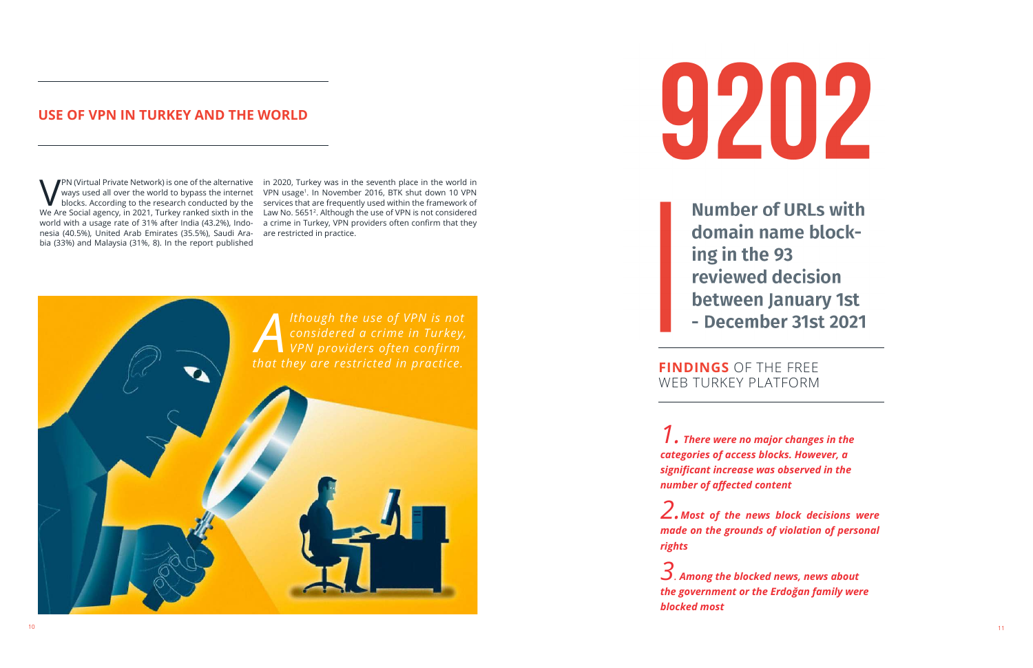## USE OF VPN IN TURKEY AND THE WORLD

VPN (Virtual Private Network) is one of the alternative ways used all over the world to bypass the internet blocks. According to the research conducted by the We Are Social agency, in 2021, Turkey ranked sixth in the world with a usage rate of 31% after India (43.2%), Indonesia (40.5%), United Arab Emirates (35.5%), Saudi Arabia (33%) and Malaysia (31%, 8). In the report published in 2020, Turkey was in the seventh place in the world in VPN usage[1]. In November 2016, BTK shut down 10 VPN services that are frequently used within the framework of Law No. 5651[2]. Although the use of VPN is not considered a crime in Turkey, VPN providers often confirm that they are restricted in practice.

*Although the use of VPN is not considered a crime in Turkey, VPN providers often confirm that they are restricted in practice.*

# 9202

**Number of URLs with domain name blocking in the 93 reviewed decision between January 1st - December 31st 2021**

## FINDINGS OF THE FREE WEB TURKEY PLATFORM

1. ***There were no major changes in the categories of access blocks. However, a significant increase was observed in the number of affected content***

2. ***Most of the news block decisions were made on the grounds of violation of personal rights***

3. ***Among the blocked news, news about the government or the Erdoğan family were blocked most***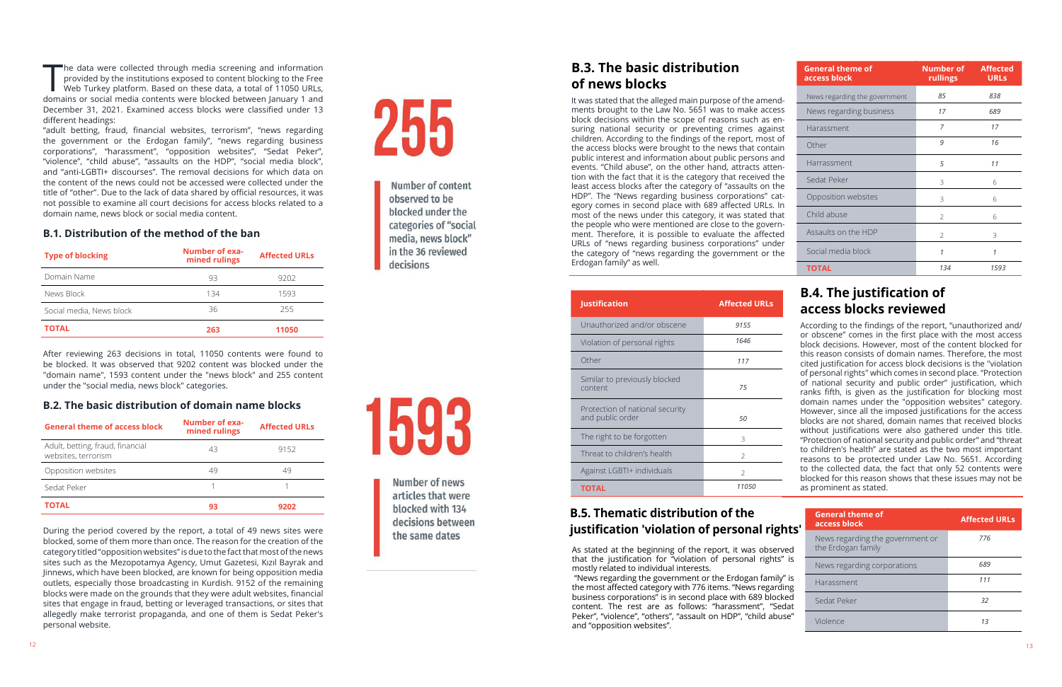The data were collected through media screening and information provided by the institutions exposed to content blocking to the Free Web Turkey platform. Based on these data, a total of 11050 URLs, domains or social media contents were blocked between January 1 and December 31, 2021. Examined access blocks were classified under 13 different headings:
"adult betting, fraud, financial websites, terrorism", "news regarding the government or the Erdogan family", "news regarding business corporations", "harassment", "opposition websites", "Sedat Peker", "violence", "child abuse", "assaults on the HDP", "social media block", and "anti-LGBTI+ discourses". The removal decisions for which data on the content of the news could not be accessed were collected under the title of "other". Due to the lack of data shared by official resources, it was not possible to examine all court decisions for access blocks related to a domain name, news block or social media content.

## B.1. Distribution of the method of the ban

| Type of blocking | Number of examined rullings | Affected URLs |
|---|---|---|
| Domain Name | 93 | 9202 |
| News Block | 134 | 1593 |
| Social media, News block | 36 | 255 |
| TOTAL | 263 | 11050 |

After reviewing 263 decisions in total, 11050 contents were found to be blocked. It was observed that 9202 content was blocked under the "domain name", 1593 content under the "news block" and 255 content under the "social media, news block" categories.

## B.2. The basic distribution of domain name blocks

| General theme of access block | Number of examined rullings | Affected URLs |
|---|---|---|
| Adult, betting, fraud, financial websites, terrorism | 43 | 9152 |
| Opposition websites | 49 | 49 |
| Sedat Peker | 1 | 1 |
| TOTAL | 93 | 9202 |

During the period covered by the report, a total of 49 news sites were blocked, some of them more than once. The reason for the creation of the category titled "opposition websites" is due to the fact that most of the news sites such as the Mezopotamya Agency, Umut Gazetesi, Kızıl Bayrak and Jinnews, which have been blocked, are known for being opposition media outlets, especially those broadcasting in Kurdish. 9152 of the remaining blocks were made on the grounds that they were adult websites, financial sites that engage in fraud, betting or leveraged transactions, or sites that allegedly make terrorist propaganda, and one of them is Sedat Peker's personal website.

**255**

Number of content observed to be blocked under the categories of "social media, news block" in the 36 reviewed decisions

**1593**

Number of news articles that were blocked with 134 decisions between the same dates

## B.3. The basic distribution of news blocks

It was stated that the alleged main purpose of the amendments brought to the Law No. 5651 was to make access block decisions within the scope of reasons such as ensuring national security or preventing crimes against children. According to the findings of the report, most of the access blocks were brought to the news that contain public interest and information about public persons and events. "Child abuse", on the other hand, attracts attention with the fact that it is the category that received the least access blocks after the category of "assaults on the HDP". The "News regarding business corporations" category comes in second place with 689 affected URLs. In most of the news under this category, it was stated that the people who were mentioned are close to the government. Therefore, it is possible to evaluate the affected URLs of "news regarding business corporations" under the category of "news regarding the government or the Erdogan family" as well.

| General theme of access block | Number of rullings | Affected URLs |
|---|---|---|
| News regarding the government | 85 | 838 |
| News regarding business | 17 | 689 |
| Harassment | 7 | 17 |
| Other | 9 | 16 |
| Harrassment | 5 | 11 |
| Sedat Peker | 3 | 6 |
| Opposition websites | 3 | 6 |
| Child abuse | 2 | 6 |
| Assaults on the HDP | 2 | 3 |
| Social media block | 1 | 1 |
| TOTAL | 134 | 1593 |

## B.4. The justification of access blocks reviewed

| Justification | Affected URLs |
|---|---|
| Unauthorized and/or obscene | 9155 |
| Violation of personal rights | 1646 |
| Other | 117 |
| Similar to previously blocked content | 75 |
| Protection of national security and public order | 50 |
| The right to be forgotten | 3 |
| Threat to children's health | 2 |
| Against LGBTI+ individuals | 2 |
| TOTAL | 11050 |

According to the findings of the report, "unauthorized and/or obscene" comes in the first place with the most access block decisions. However, most of the content blocked for this reason consists of domain names. Therefore, the most cited justification for access block decisions is the "violation of personal rights" which comes in second place. "Protection of national security and public order" justification, which ranks fifth, is given as the justification for blocking most domain names under the "opposition websites" category. However, since all the imposed justifications for the access blocks are not shared, domain names that received blocks without justifications were also gathered under this title. "Protection of national security and public order" and "threat to children's health" are stated as the two most important reasons to be protected under Law No. 5651. According to the collected data, the fact that only 52 contents were blocked for this reason shows that these issues may not be as prominent as stated.

## B.5. Thematic distribution of the justification 'violation of personal rights'

As stated at the beginning of the report, it was observed that the justification for "violation of personal rights" is mostly related to individual interests.
"News regarding the government or the Erdogan family" is the most affected category with 776 items. "News regarding business corporations" is in second place with 689 blocked content. The rest are as follows: "harassment", "Sedat Peker", "violence", "others", "assault on HDP", "child abuse" and "opposition websites".

| General theme of access block | Affected URLs |
|---|---|
| News regarding the government or the Erdogan family | 776 |
| News regarding corporations | 689 |
| Harassment | 111 |
| Sedat Peker | 32 |
| Violence | 13 |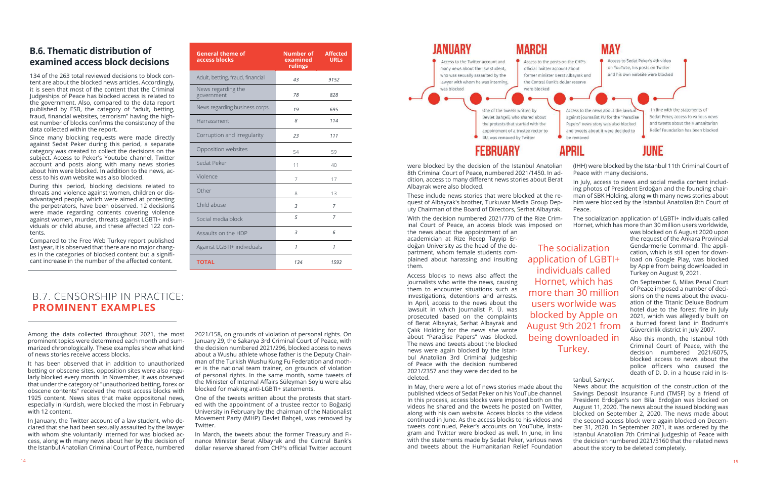## B.6. Thematic distribution of examined access block decisions

134 of the 263 total reviewed decisions to block content are about the blocked news articles. Accordingly, it is seen that most of the content that the Criminal Judgeships of Peace has blocked access is related to the government. Also, compared to the data report published by ESB, the category of "adult, betting, fraud, financial websites, terrorism" having the highest number of blocks confirms the consistency of the data collected within the report.

Since many blocking requests were made directly against Sedat Peker during this period, a separate category was created to collect the decisions on the subject. Access to Peker's Youtube channel, Twitter account and posts along with many news stories about him were blocked. In addition to the news, access to his own website was also blocked.

During this period, blocking decisions related to threats and violence against women, children or disadvantaged people, which were aimed at protecting the perpetrators, have been observed. 12 decisions were made regarding contents covering violence against women, murder, threats against LGBTI+ individuals or child abuse, and these affected 122 contents.

Compared to the Free Web Turkey report published last year, it is observed that there are no major changes in the categories of blocked content but a significant increase in the number of the affected content.

| General theme of access blocks | Number of examined rulings | Affected URLs |
| --- | --- | --- |
| Adult, betting, fraud, financial | 43 | 9152 |
| News regarding the government | 78 | 828 |
| News regarding business corps. | 19 | 695 |
| Harrassment | 8 | 114 |
| Corruption and irregularity | 23 | 111 |
| Opposition websites | 54 | 59 |
| Sedat Peker | 11 | 40 |
| Violence | 7 | 17 |
| Other | 8 | 13 |
| Child abuse | 3 | 7 |
| Social media block | 5 | 7 |
| Assaults on the HDP | 3 | 6 |
| Against LGBTI+ individuals | 1 | 1 |
| **TOTAL** | 134 | 1593 |

## B.7. CENSORSHIP IN PRACTICE: **PROMINENT EXAMPLES**

Among the data collected throughout 2021, the most prominent topics were determined each month and summarized chronologically. These examples show what kind of news stories receive access blocks.

It has been observed that in addition to unauthorized betting or obscene sites, opposition sites were also regularly blocked every month. In November, it was observed that under the category of "unauthorized betting, forex or obscene contents" received the most access blocks with 1925 content. News sites that make oppositonal news, especially in Kurdish, were blocked the most in February with 12 content.

In January, the Twitter account of a law student, who declared that she had been sexually assaulted by the lawyer with whom he voluntarily interned for was blocked access, along with many news about her by the decision of the Istanbul Anatolian Criminal Court of Peace, numbered 2021/158, on grounds of violation of personal rights. On January 29, the Sakarya 3rd Criminal Court of Peace, with the decision numbered 2021/296, blocked access to news about a Wushu athlete whose father is the Deputy Chairman of the Turkish Wushu Kung Fu Federation and mother is the national team trainer, on grounds of violation of personal rights. In the same month, some tweets of the Minister of Internal Affairs Süleyman Soylu were also blocked for making anti-LGBTI+ statements.

One of the tweets written about the protests that started with the appointment of a trustee rector to Boğaziçi University in February by the chairman of the Nationalist Movement Party (MHP) Devlet Bahçeli, was removed by Twitter.

In March, the tweets about the former Treasury and Finance Minister Berat Albayrak and the Central Bank's dollar reserve shared from CHP's official Twitter account were blocked by the decision of the Istanbul Anatolian 8th Criminal Court of Peace, numbered 2021/1450. In addition, access to many different news stories about Berat Albayrak were also blocked.

These include news stories that were blocked at the request of Albayrak's brother, Turkuvaz Media Group Deputy Chairman of the Board of Directors, Serhat Albayrak.

With the decision numbered 2021/770 of the Rize Criminal Court of Peace, an access block was imposed on the news about the appointment of an academician at Rize Recep Tayyip Erdoğan University as the head of the department, whom female students complained about harassing and insulting them.

Access blocks to news also affect the journalists who write the news, causing them to encounter situations such as investigations, detentions and arrests. In April, access to the news about the lawsuit in which Journalist P. Ü. was prosecuted based on the complaints of Berat Albayrak, Serhat Albayrak and Çalık Holding for the news she wrote about "Paradise Papers" was blocked. The news and tweets about the blocked news were again blocked by the Istanbul Anatolian 3rd Criminal Judgeship of Peace with the decision numbered 2021/2357 and they were decided to be deleted.

In May, there were a lot of news stories made about the published videos of Sedat Peker on his YouTube channel. In this process, access blocks were imposed both on the videos he shared and the tweets he posted on Twitter, along with his own website. Access blocks to the videos continued in June. As the access blocks to his videos and tweets continued, Peker's accounts on YouTube, Instagram and Twitter were blocked as well. In June, in line with the statements made by Sedat Peker, various news and tweets about the Humanitarian Relief Foundation (IHH) were blocked by the Istanbul 11th Criminal Court of Peace with many decisions.

In July, access to news and social media content including photos of President Erdoğan and the founding chairman of SBK Holding, along with many news stories about him were blocked by the Istanbul Anatolian 8th Court of Peace.

The socialization application of LGBTI+ individuals called Hornet, which has more than 30 million users worldwide, was blocked on 6 August 2020 upon the request of the Ankara Provincial Gendarmerie Command. The application, which is still open for download on Google Play, was blocked by Apple from being downloaded in Turkey on August 9, 2021.

> The socialization application of LGBTI+ individuals called Hornet, which has more than 30 million users worlwide was blocked by Apple on August 9th 2021 from being downloaded in Turkey.

On September 6, Milas Penal Court of Peace imposed a number of decisions on the news about the evacuation of the Titanic Deluxe Bodrum hotel due to the forest fire in July 2021, which was allegedly built on a burned forest land in Bodrum's Güvercinlik district in July 2007.

Also this month, the Istanbul 10th Criminal Court of Peace, with the decision numbered 2021/6075, blocked access to news about the police officers who caused the death of D. D. in a house raid in Istanbul, Sarıyer.

News about the acquisition of the construction of the Savings Deposit Insurance Fund (TMSF) by a friend of President Erdoğan's son Bilal Erdoğan was blocked on August 11, 2020. The news about the issued blocking was blocked on September 2, 2020. The news made about the second access block were again blocked on December 31, 2020. In September 2021, it was ordered by the Istanbul Anatolian 7th Criminal Judgeship of Peace with the deicision numbered 2021/5160 that the related news about the story to be deleted completely.

**JANUARY**
Access to the Twitter account and many news about the law student, who was sexually assaulted by the lawyer with whom he was interning, was blocked

**FEBRUARY**
One of the tweets written by Devlet Bahçeli, who shared about the protests that started with the appointment of a trustee rector to BU, was removed by Twitter

**MARCH**
Access to the posts on the CHP's official Twitter account about former minister Berat Albayrak and the Central Bank's dollar reserve were blocked

**APRIL**
Access to the news about the lawsuit against journalist PU for the "Paradise Papers" news story was also blocked and tweets about it were decided to be removed

**MAY**
Access to Sedat Peker's 4th video on YouTube, his posts on Twitter and his own website were blocked

**JUNE**
In line with the statements of Sedat Peker, access to various news and tweets about the Humanitarian Relief Foundation has been blocked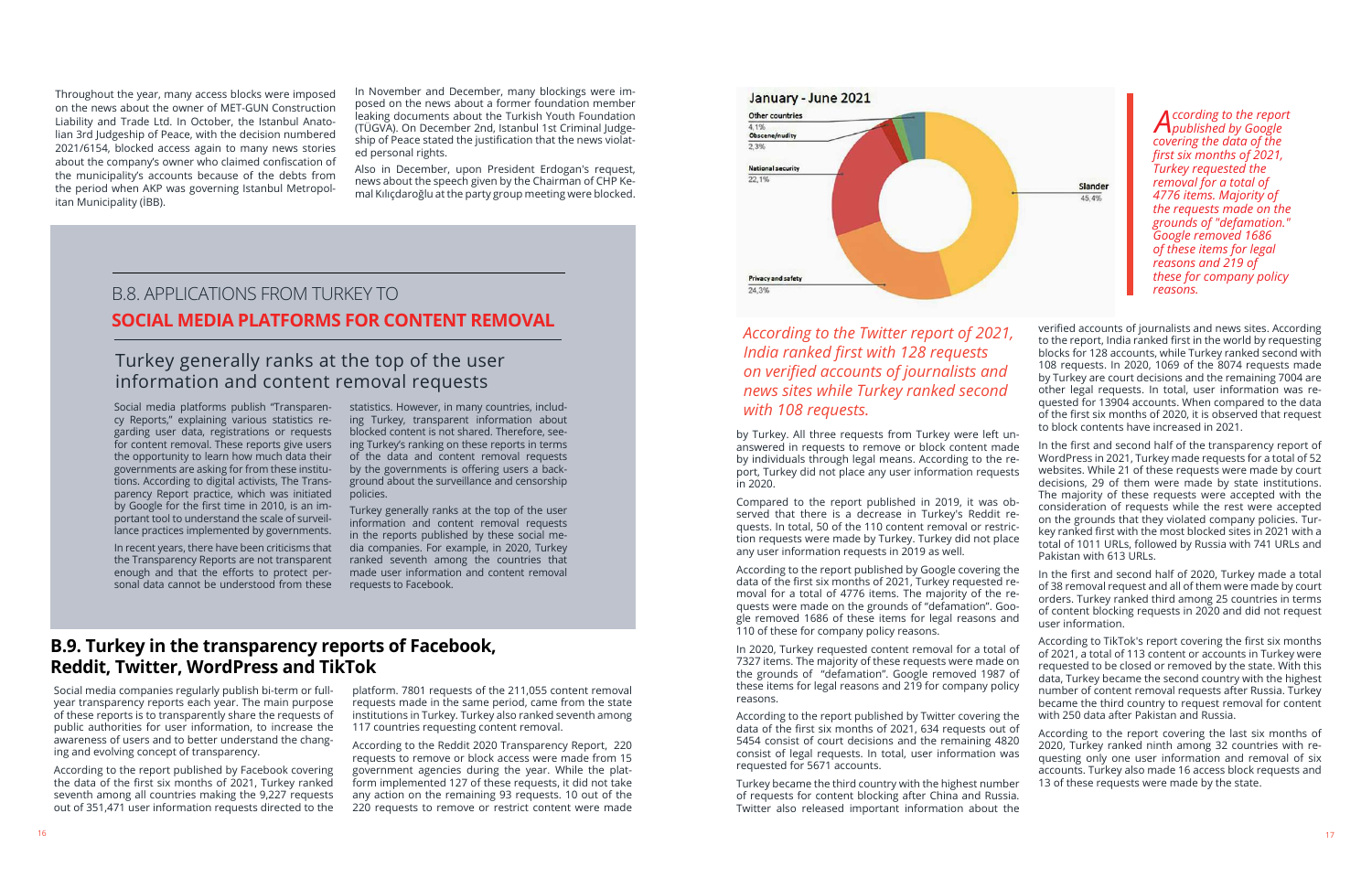Throughout the year, many access blocks were imposed on the news about the owner of MET-GUN Construction Liability and Trade Ltd. In October, the Istanbul Anatolian 3rd Judgeship of Peace, with the decision numbered 2021/6154, blocked access again to many news stories about the company's owner who claimed confiscation of the municipality's accounts because of the debts from the period when AKP was governing Istanbul Metropolitan Municipality (İBB).

In November and December, many blockings were imposed on the news about a former foundation member leaking documents about the Turkish Youth Foundation (TÜGVA). On December 2nd, Istanbul 1st Criminal Judgeship of Peace stated the justification that the news violated personal rights.

Also in December, upon President Erdogan's request, news about the speech given by the Chairman of CHP Kemal Kılıçdaroğlu at the party group meeting were blocked.

## B.8. APPLICATIONS FROM TURKEY TO **SOCIAL MEDIA PLATFORMS FOR CONTENT REMOVAL**

### Turkey generally ranks at the top of the user information and content removal requests

Social media platforms publish "Transparency Reports," explaining various statistics regarding user data, registrations or requests for content removal. These reports give users the opportunity to learn how much data their governments are asking for from these institutions. According to digital activists, The Transparency Report practice, which was initiated by Google for the first time in 2010, is an important tool to understand the scale of surveillance practices implemented by governments.

In recent years, there have been criticisms that the Transparency Reports are not transparent enough and that the efforts to protect personal data cannot be understood from these statistics. However, in many countries, including Turkey, transparent information about blocked content is not shared. Therefore, seeing Turkey's ranking on these reports in terms of the data and content removal requests by the governments is offering users a background about the surveillance and censorship policies.

Turkey generally ranks at the top of the user information and content removal requests in the reports published by these social media companies. For example, in 2020, Turkey ranked seventh among the countries that made user information and content removal requests to Facebook.

## B.9. Turkey in the transparency reports of Facebook, Reddit, Twitter, WordPress and TikTok

Social media companies regularly publish bi-term or full-year transparency reports each year. The main purpose of these reports is to transparently share the requests of public authorities for user information, to increase the awareness of users and to better understand the changing and evolving concept of transparency.

According to the report published by Facebook covering the data of the first six months of 2021, Turkey ranked seventh among all countries making the 9,227 requests out of 351,471 user information requests directed to the platform. 7801 requests of the 211,055 content removal requests made in the same period, came from the state institutions in Turkey. Turkey also ranked seventh among 117 countries requesting content removal.

According to the Reddit 2020 Transparency Report, 220 requests to remove or block access were made from 15 government agencies during the year. While the platform implemented 127 of these requests, it did not take any action on the remaining 93 requests. 10 out of the 220 requests to remove or restrict content were made by Turkey. All three requests from Turkey were left unanswered in requests to remove or block content made by individuals through legal means. According to the report, Turkey did not place any user information requests in 2020.

Compared to the report published in 2019, it was observed that there is a decrease in Turkey's Reddit requests. In total, 50 of the 110 content removal or restriction requests were made by Turkey. Turkey did not place any user information requests in 2019 as well.

According to the report published by Google covering the data of the first six months of 2021, Turkey requested removal for a total of 4776 items. The majority of the requests were made on the grounds of "defamation". Google removed 1686 of these items for legal reasons and 110 of these for company policy reasons.

In 2020, Turkey requested content removal for a total of 7327 items. The majority of these requests were made on the grounds of "defamation". Google removed 1987 of these items for legal reasons and 219 for company policy reasons.

According to the report published by Twitter covering the data of the first six months of 2021, 634 requests out of 5454 consist of court decisions and the remaining 4820 consist of legal requests. In total, user information was requested for 5671 accounts.

Turkey became the third country with the highest number of requests for content blocking after China and Russia. Twitter also released important information about the verified accounts of journalists and news sites. According to the report, India ranked first in the world by requesting blocks for 128 accounts, while Turkey ranked second with 108 requests. In 2020, 1069 of the 8074 requests made by Turkey are court decisions and the remaining 7004 are other legal requests. In total, user information was requested for 13904 accounts. When compared to the data of the first six months of 2020, it is observed that request to block contents have increased in 2021.

*According to the Twitter report of 2021, India ranked first with 128 requests on verified accounts of journalists and news sites while Turkey ranked second with 108 requests.*

**January - June 2021**

| Category | Share |
| --- | --- |
| Slander | 45.4% |
| Privacy and safety | 24.3% |
| National security | 22.1% |
| Other countries | 4.1% |
| Obscene/nudity | 2.3% |

*According to the report published by Google covering the data of the first six months of 2021, Turkey requested the removal for a total of 4776 items. Majority of the requests made on the grounds of "defamation." Google removed 1686 of these items for legal reasons and 219 of these for company policy reasons.*

In the first and second half of the transparency report of WordPress in 2021, Turkey made requests for a total of 52 websites. While 21 of these requests were made by court decisions, 29 of them were made by state institutions. The majority of these requests were accepted with the consideration of requests while the rest were accepted on the grounds that they violated company policies. Turkey ranked first with the most blocked sites in 2021 with a total of 1011 URLs, followed by Russia with 741 URLs and Pakistan with 613 URLs.

In the first and second half of 2020, Turkey made a total of 38 removal request and all of them were made by court orders. Turkey ranked third among 25 countries in terms of content blocking requests in 2020 and did not request user information.

According to TikTok's report covering the first six months of 2021, a total of 113 content or accounts in Turkey were requested to be closed or removed by the state. With this data, Turkey became the second country with the highest number of content removal requests after Russia. Turkey became the third country to request removal for content with 250 data after Pakistan and Russia.

According to the report covering the last six months of 2020, Turkey ranked ninth among 32 countries with requesting only one user information and removal of six accounts. Turkey also made 16 access block requests and 13 of these requests were made by the state.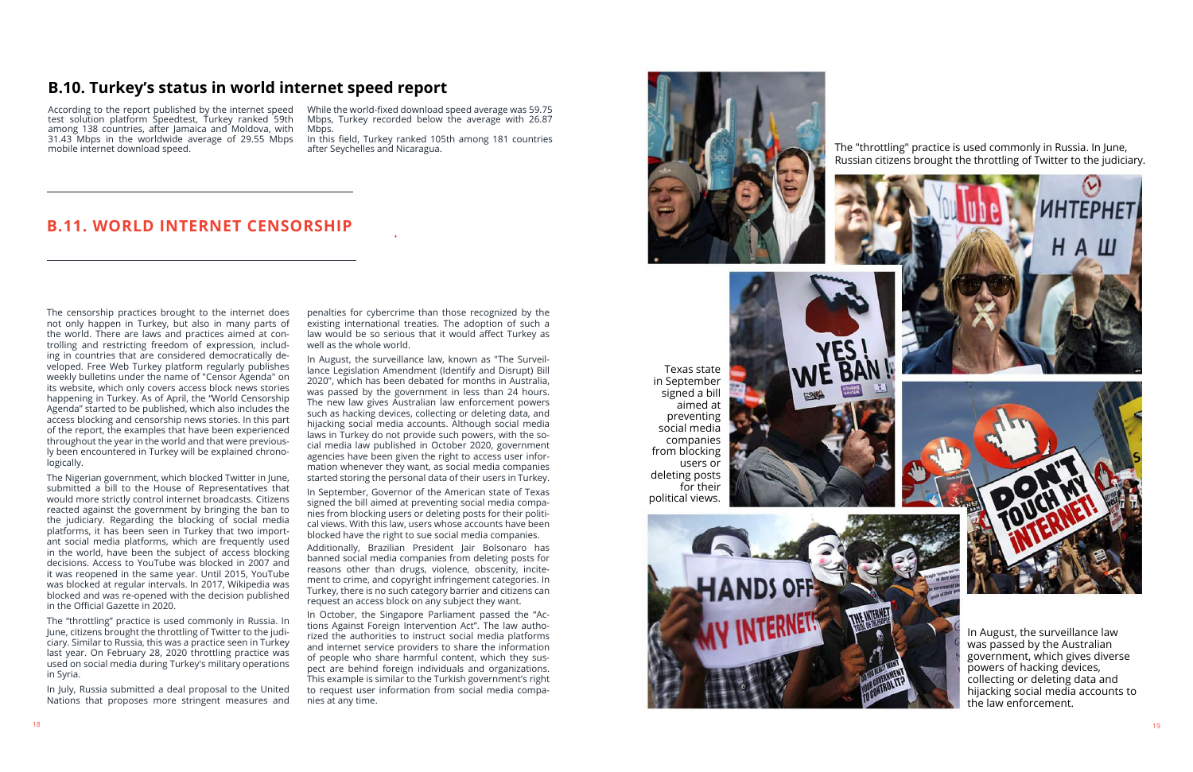## B.10. Turkey's status in world internet speed report

According to the report published by the internet speed test solution platform Speedtest, Turkey ranked 59th among 138 countries, after Jamaica and Moldova, with 31.43 Mbps in the worldwide average of 29.55 Mbps mobile internet download speed.

While the world-fixed download speed average was 59.75 Mbps, Turkey recorded below the average with 26.87 Mbps.

In this field, Turkey ranked 105th among 181 countries after Seychelles and Nicaragua.

## B.11. WORLD INTERNET CENSORSHIP

The censorship practices brought to the internet does not only happen in Turkey, but also in many parts of the world. There are laws and practices aimed at controlling and restricting freedom of expression, including in countries that are considered democratically developed. Free Web Turkey platform regularly publishes weekly bulletins under the name of "Censor Agenda" on its website, which only covers access block news stories happening in Turkey. As of April, the "World Censorship Agenda" started to be published, which also includes the access blocking and censorship news stories. In this part of the report, the examples that have been experienced throughout the year in the world and that were previously been encountered in Turkey will be explained chronologically.

The Nigerian government, which blocked Twitter in June, submitted a bill to the House of Representatives that would more strictly control internet broadcasts. Citizens reacted against the government by bringing the ban to the judiciary. Regarding the blocking of social media platforms, it has been seen in Turkey that two important social media platforms, which are frequently used in the world, have been the subject of access blocking decisions. Access to YouTube was blocked in 2007 and it was reopened in the same year. Until 2015, YouTube was blocked at regular intervals. In 2017, Wikipedia was blocked and was re-opened with the decision published in the Official Gazette in 2020.

The "throttling" practice is used commonly in Russia. In June, citizens brought the throttling of Twitter to the judiciary. Similar to Russia, this was a practice seen in Turkey last year. On February 28, 2020 throttling practice was used on social media during Turkey's military operations in Syria.

In July, Russia submitted a deal proposal to the United Nations that proposes more stringent measures and penalties for cybercrime than those recognized by the existing international treaties. The adoption of such a law would be so serious that it would affect Turkey as well as the whole world.

In August, the surveillance law, known as "The Surveillance Legislation Amendment (Identify and Disrupt) Bill 2020", which has been debated for months in Australia, was passed by the government in less than 24 hours. The new law gives Australian law enforcement powers such as hacking devices, collecting or deleting data, and hijacking social media accounts. Although social media laws in Turkey do not provide such powers, with the social media law published in October 2020, government agencies have been given the right to access user information whenever they want, as social media companies started storing the personal data of their users in Turkey.

In September, Governor of the American state of Texas signed the bill aimed at preventing social media companies from blocking users or deleting posts for their political views. With this law, users whose accounts have been blocked have the right to sue social media companies.

Additionally, Brazilian President Jair Bolsonaro has banned social media companies from deleting posts for reasons other than drugs, violence, obscenity, incitement to crime, and copyright infringement categories. In Turkey, there is no such category barrier and citizens can request an access block on any subject they want.

In October, the Singapore Parliament passed the "Actions Against Foreign Intervention Act". The law authorized the authorities to instruct social media platforms and internet service providers to share the information of people who share harmful content, which they suspect are behind foreign individuals and organizations. This example is similar to the Turkish government's right to request user information from social media companies at any time.

The "throttling" practice is used commonly in Russia. In June, Russian citizens brought the throttling of Twitter to the judiciary.

Texas state in September signed a bill aimed at preventing social media companies from blocking users or deleting posts for their political views.

In August, the surveillance law was passed by the Australian government, which gives diverse powers of hacking devices, collecting or deleting data and hijacking social media accounts to the law enforcement.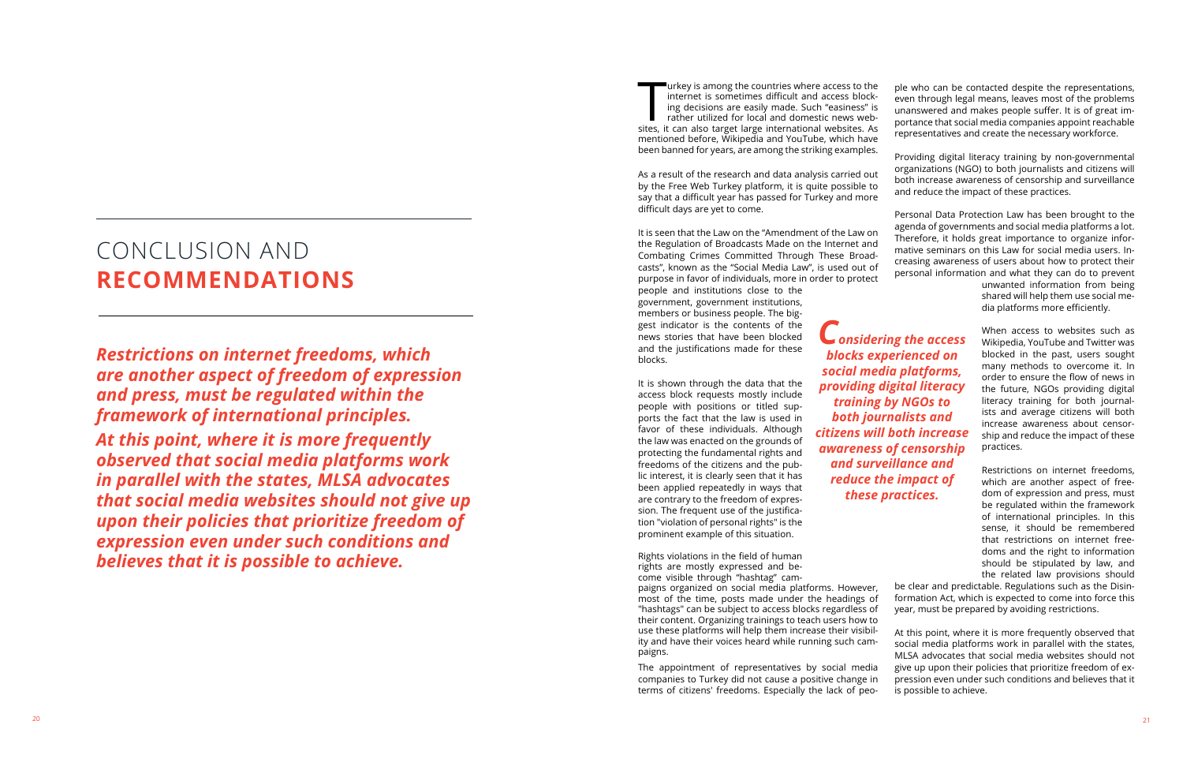# CONCLUSION AND **RECOMMENDATIONS**

***Restrictions on internet freedoms, which are another aspect of freedom of expression and press, must be regulated within the framework of international principles.***

***At this point, where it is more frequently observed that social media platforms work in parallel with the states, MLSA advocates that social media websites should not give up upon their policies that prioritize freedom of expression even under such conditions and believes that it is possible to achieve.***

Turkey is among the countries where access to the internet is sometimes difficult and access blocking decisions are easily made. Such "easiness" is rather utilized for local and domestic news websites, it can also target large international websites. As mentioned before, Wikipedia and YouTube, which have been banned for years, are among the striking examples.

As a result of the research and data analysis carried out by the Free Web Turkey platform, it is quite possible to say that a difficult year has passed for Turkey and more difficult days are yet to come.

It is seen that the Law on the "Amendment of the Law on the Regulation of Broadcasts Made on the Internet and Combating Crimes Committed Through These Broadcasts", known as the "Social Media Law", is used out of purpose in favor of individuals, more in order to protect people and institutions close to the government, government institutions, members or business people. The biggest indicator is the contents of the news stories that have been blocked and the justifications made for these blocks.

It is shown through the data that the access block requests mostly include people with positions or titled supports the fact that the law is used in favor of these individuals. Although the law was enacted on the grounds of protecting the fundamental rights and freedoms of the citizens and the public interest, it is clearly seen that it has been applied repeatedly in ways that are contrary to the freedom of expression. The frequent use of the justification "violation of personal rights" is the prominent example of this situation.

***Considering the access blocks experienced on social media platforms, providing digital literacy training by NGOs to both journalists and citizens will both increase awareness of censorship and surveillance and reduce the impact of these practices.***

Rights violations in the field of human rights are mostly expressed and become visible through "hashtag" campaigns organized on social media platforms. However, most of the time, posts made under the headings of "hashtags" can be subject to access blocks regardless of their content. Organizing trainings to teach users how to use these platforms will help them increase their visibility and have their voices heard while running such campaigns.

The appointment of representatives by social media companies to Turkey did not cause a positive change in terms of citizens' freedoms. Especially the lack of people who can be contacted despite the representations, even through legal means, leaves most of the problems unanswered and makes people suffer. It is of great importance that social media companies appoint reachable representatives and create the necessary workforce.

Providing digital literacy training by non-governmental organizations (NGO) to both journalists and citizens will both increase awareness of censorship and surveillance and reduce the impact of these practices.

Personal Data Protection Law has been brought to the agenda of governments and social media platforms a lot. Therefore, it holds great importance to organize informative seminars on this Law for social media users. Increasing awareness of users about how to protect their personal information and what they can do to prevent unwanted information from being shared will help them use social media platforms more efficiently.

When access to websites such as Wikipedia, YouTube and Twitter was blocked in the past, users sought many methods to overcome it. In order to ensure the flow of news in the future, NGOs providing digital literacy training for both journalists and average citizens will both increase awareness about censorship and reduce the impact of these practices.

Restrictions on internet freedoms, which are another aspect of freedom of expression and press, must be regulated within the framework of international principles. In this sense, it should be remembered that restrictions on internet freedoms and the right to information should be stipulated by law, and the related law provisions should be clear and predictable. Regulations such as the Disinformation Act, which is expected to come into force this year, must be prepared by avoiding restrictions.

At this point, where it is more frequently observed that social media platforms work in parallel with the states, MLSA advocates that social media websites should not give up upon their policies that prioritize freedom of expression even under such conditions and believes that it is possible to achieve.